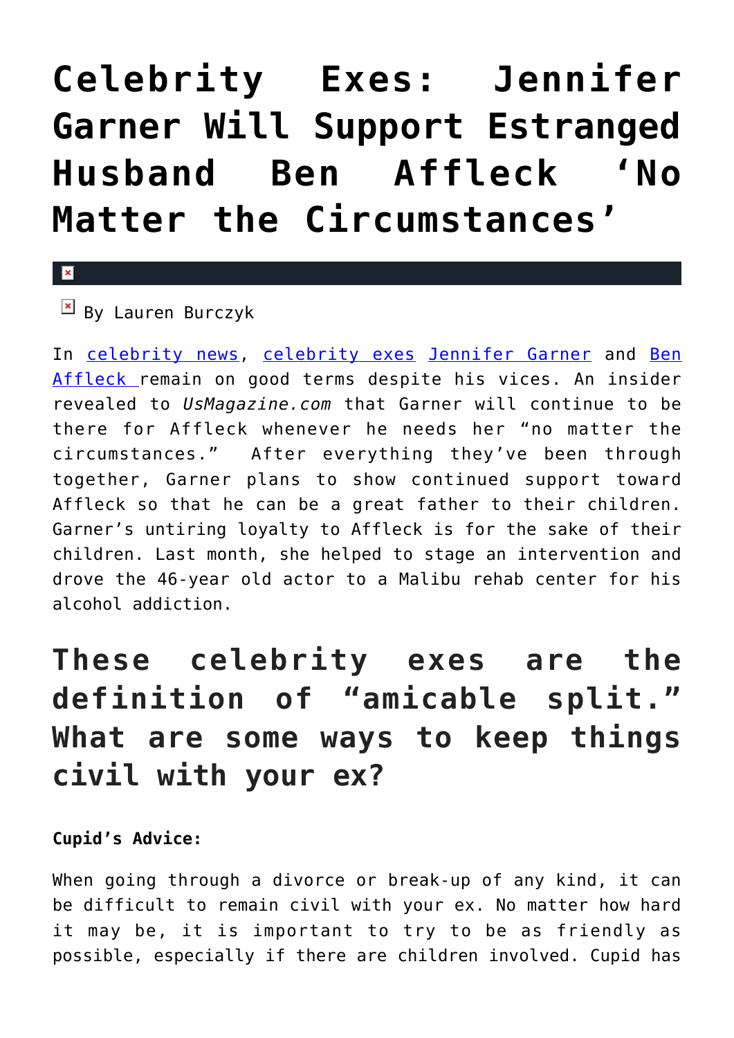# Celebrity Exes: Jennifer Garner Will Support Estranged Husband Ben Affleck 'No Matter the Circumstances'

By Lauren Burczyk

In celebrity news, celebrity exes Jennifer Garner and Ben Affleck remain on good terms despite his vices. An insider revealed to *UsMagazine.com* that Garner will continue to be there for Affleck whenever he needs her "no matter the circumstances." After everything they've been through together, Garner plans to show continued support toward Affleck so that he can be a great father to their children. Garner's untiring loyalty to Affleck is for the sake of their children. Last month, she helped to stage an intervention and drove the 46-year old actor to a Malibu rehab center for his alcohol addiction.

## These celebrity exes are the definition of "amicable split." What are some ways to keep things civil with your ex?

**Cupid's Advice:**

When going through a divorce or break-up of any kind, it can be difficult to remain civil with your ex. No matter how hard it may be, it is important to try to be as friendly as possible, especially if there are children involved. Cupid has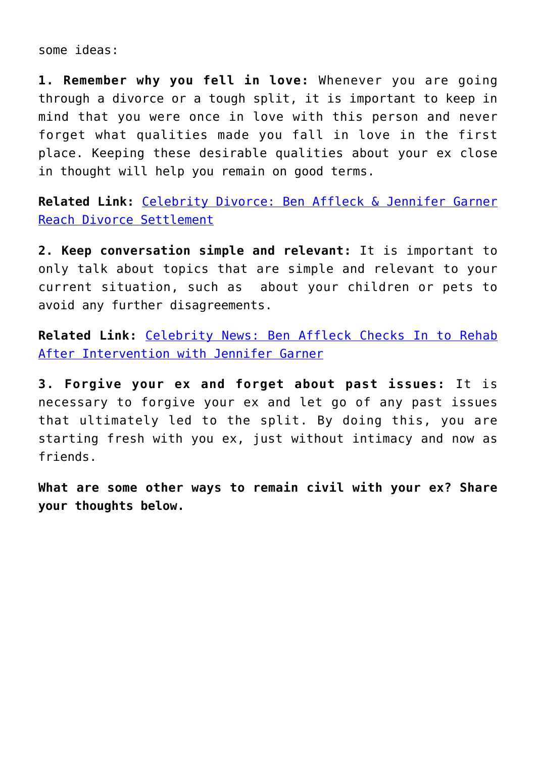some ideas:

**1. Remember why you fell in love:** Whenever you are going through a divorce or a tough split, it is important to keep in mind that you were once in love with this person and never forget what qualities made you fall in love in the first place. Keeping these desirable qualities about your ex close in thought will help you remain on good terms.

**Related Link:** Celebrity Divorce: Ben Affleck & Jennifer Garner Reach Divorce Settlement

**2. Keep conversation simple and relevant:** It is important to only talk about topics that are simple and relevant to your current situation, such as  about your children or pets to avoid any further disagreements.

**Related Link:** Celebrity News: Ben Affleck Checks In to Rehab After Intervention with Jennifer Garner

**3. Forgive your ex and forget about past issues:** It is necessary to forgive your ex and let go of any past issues that ultimately led to the split. By doing this, you are starting fresh with you ex, just without intimacy and now as friends.

**What are some other ways to remain civil with your ex? Share your thoughts below.**